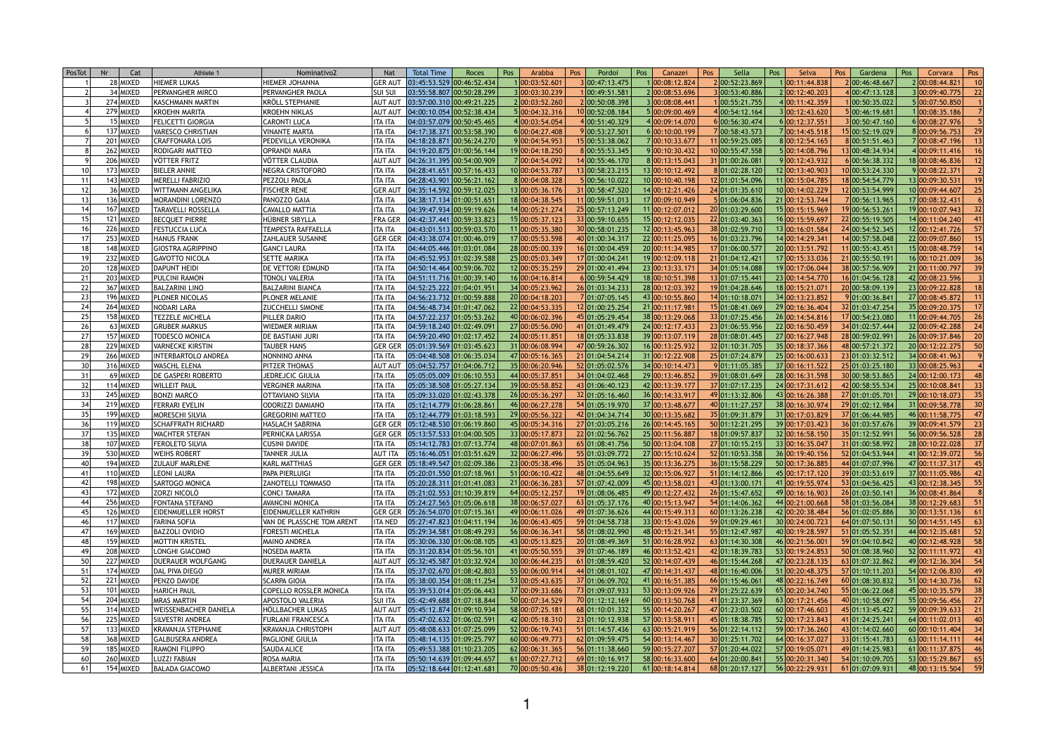| PosTot | Nr | Cat | Athlete 1 | Nominativo2 | Nat | Total Time | Roces | Pos | Arabba | Pos | Pordoi | Pos | Canazei | Pos | Sella | Pos | Selva | Pos | Gardena | Pos | Corvara | Pos |
|---|---|---|---|---|---|---|---|---|---|---|---|---|---|---|---|---|---|---|---|---|---|---|
| 1 | 28 | MIXED | HIEMER LUKAS | HIEMER JOHANNA | GER AUT | 03:45:53.529 | 00:46:52.434 | 1 | 00:03:52.601 | 3 | 00:47:13.475 | 1 | 00:08:12.824 | 2 | 00:52:23.869 | 1 | 00:11:44.838 | 2 | 00:46:48.667 | 2 | 00:08:44.821 | 10 |
| 2 | 34 | MIXED | PERVANGHER MIRCO | PERVANGHER PAOLA | SUI SUI | 03:55:58.807 | 00:50:28.299 | 3 | 00:03:30.239 | 1 | 00:49:51.581 | 2 | 00:08:53.696 | 3 | 00:53:40.886 | 2 | 00:12:40.203 | 4 | 00:47:13.128 | 3 | 00:09:40.775 | 22 |
| 3 | 274 | MIXED | KASCHMANN MARTIN | KRÖLL STEPHANIE | AUT AUT | 03:57:00.310 | 00:49:21.225 | 2 | 00:03:52.260 | 2 | 00:50:08.398 | 3 | 00:08:08.441 | 1 | 00:55:21.755 | 4 | 00:11:42.359 | 1 | 00:50:35.022 | 5 | 00:07:50.850 | 1 |
| 4 | 279 | MIXED | KROEHN MARITA | KROEHN NIKLAS | AUT AUT | 04:00:10.054 | 00:52:38.434 | 5 | 00:04:32.316 | 10 | 00:52:08.184 | 5 | 00:09:00.469 | 4 | 00:54:12.164 | 3 | 00:12:43.620 | 5 | 00:46:19.681 | 1 | 00:08:35.186 | 7 |
| 5 | 15 | MIXED | FELICETTI GIORGIA | CARONTI LUCA | ITA ITA | 04:03:57.079 | 00:50:45.465 | 4 | 00:03:54.054 | 4 | 00:51:40.329 | 4 | 00:09:17.070 | 6 | 00:56:30.474 | 6 | 00:12:37.551 | 3 | 00:50:47.160 | 6 | 00:08:27.976 | 5 |
| 6 | 137 | MIXED | VARESCO CHRISTIAN | VINANTE MARTA | ITA ITA | 04:17:38.371 | 00:53:58.390 | 6 | 00:04:27.408 | 9 | 00:53:27.501 | 6 | 00:10:00.199 | 7 | 00:58:43.573 | 7 | 00:14:45.518 | 15 | 00:52:19.029 | 8 | 00:09:56.753 | 29 |
| 7 | 201 | MIXED | CRAFFONARA LOIS | PEDEVILLA VERONIKA | ITA ITA | 04:18:28.871 | 00:56:24.270 | 9 | 00:04:54.953 | 15 | 00:53:38.062 | 7 | 00:10:33.677 | 11 | 00:59:25.085 | 8 | 00:12:54.165 | 8 | 00:51:51.463 | 7 | 00:08:47.196 | 13 |
| 8 | 262 | MIXED | RODIGARI MATTEO | OPRANDI MARA | ITA ITA | 04:19:20.875 | 01:00:56.144 | 19 | 00:04:18.250 | 8 | 00:55:53.345 | 9 | 00:10:30.432 | 10 | 00:55:47.558 | 5 | 00:14:08.796 | 13 | 00:48:34.934 | 4 | 00:09:11.416 | 16 |
| 9 | 206 | MIXED | VÖTTER FRITZ | VÖTTER CLAUDIA | AUT AUT | 04:26:31.395 | 00:54:00.909 | 7 | 00:04:54.092 | 14 | 00:55:46.170 | 8 | 00:13:15.043 | 31 | 01:00:26.081 | 9 | 00:12:43.932 | 6 | 00:56:38.332 | 18 | 00:08:46.836 | 12 |
| 10 | 173 | MIXED | BIELER ANNIE | NEGRA CRISTOFORO | ITA ITA | 04:28:41.651 | 00:57:16.433 | 10 | 00:04:53.787 | 13 | 00:58:23.215 | 13 | 00:10:12.492 | 8 | 01:02:28.120 | 12 | 00:13:40.903 | 10 | 00:53:24.330 | 9 | 00:08:22.371 | 2 |
| 11 | 143 | MIXED | MERELLI FABRIZIO | PEZZOLI PAOLA | ITA ITA | 04:28:43.901 | 00:56:21.162 | 8 | 00:04:08.328 | 5 | 00:56:10.022 | 10 | 00:10:40.198 | 12 | 01:01:54.096 | 11 | 00:15:04.785 | 18 | 00:54:54.779 | 13 | 00:09:30.531 | 19 |
| 12 | 36 | MIXED | WITTMANN ANGELIKA | FISCHER RENE | GER AUT | 04:35:14.592 | 00:59:12.025 | 13 | 00:05:36.176 | 31 | 00:58:47.520 | 14 | 00:12:21.426 | 24 | 01:01:35.610 | 10 | 00:14:02.229 | 12 | 00:53:54.999 | 10 | 00:09:44.607 | 25 |
| 13 | 136 | MIXED | MORANDINI LORENZO | PANOZZO GAIA | ITA ITA | 04:38:17.134 | 01:00:51.651 | 18 | 00:04:38.545 | 11 | 00:59:51.013 | 17 | 00:09:10.949 | 5 | 01:06:04.836 | 21 | 00:12:53.744 | 7 | 00:56:13.965 | 17 | 00:08:32.431 | 6 |
| 14 | 167 | MIXED | TARAVELLI ROSSELLA | CAVALLO MATTIA | ITA ITA | 04:39:47.934 | 00:59:19.626 | 14 | 00:05:21.274 | 25 | 00:57:13.249 | 11 | 00:12:07.012 | 20 | 01:03:29.600 | 15 | 00:15:15.969 | 19 | 00:56:53.261 | 19 | 00:10:07.943 | 32 |
| 15 | 121 | MIXED | BECQUET PIERRE | HÜBNER SIBYLLA | FRA GER | 04:42:37.441 | 00:59:33.823 | 15 | 00:05:37.123 | 33 | 00:59:10.655 | 15 | 00:12:12.035 | 22 | 01:03:40.363 | 16 | 00:15:59.697 | 22 | 00:55:19.505 | 14 | 00:11:04.240 | 41 |
| 16 | 226 | MIXED | FESTUCCIA LUCA | TEMPESTA RAFFAELLA | ITA ITA | 04:43:01.513 | 00:59:03.570 | 11 | 00:05:35.380 | 30 | 00:58:01.235 | 12 | 00:13:45.963 | 38 | 01:02:59.710 | 13 | 00:16:01.584 | 24 | 00:54:52.345 | 12 | 00:12:41.726 | 57 |
| 17 | 253 | MIXED | HANUS FRANK | ZAHLAUER SUSANNE | GER GER | 04:43:38.074 | 01:00:46.019 | 17 | 00:05:53.598 | 40 | 01:00:34.317 | 22 | 00:11:25.095 | 16 | 01:03:23.796 | 14 | 00:14:29.341 | 14 | 00:57:58.048 | 22 | 00:09:07.860 | 15 |
| 18 | 148 | MIXED | GIOSTRA AGRIPPINO | GANCI LAURA | ITA ITA | 04:44:05.446 | 01:03:01.084 | 28 | 00:05:00.339 | 16 | 01:00:04.459 | 20 | 00:11:34.985 | 17 | 01:06:00.577 | 20 | 00:13:51.792 | 11 | 00:55:43.451 | 15 | 00:08:48.759 | 14 |
| 19 | 232 | MIXED | GAVOTTO NICOLA | SETTE MARIKA | ITA ITA | 04:45:52.953 | 01:02:39.588 | 25 | 00:05:03.349 | 17 | 01:00:04.241 | 19 | 00:12:09.118 | 21 | 01:04:12.421 | 17 | 00:15:33.036 | 21 | 00:55:50.191 | 16 | 00:10:21.009 | 36 |
| 20 | 128 | MIXED | DAPUNT HEIDI | DE VETTORI EDMUND | ITA ITA | 04:50:14.464 | 00:59:06.702 | 12 | 00:05:35.259 | 29 | 01:00:41.494 | 23 | 00:13:33.171 | 34 | 01:05:14.088 | 19 | 00:17:06.044 | 38 | 00:57:56.909 | 21 | 00:11:00.797 | 39 |
| 21 | 203 | MIXED | PULCINI RAMON | TONOLI VALERIA | ITA ITA | 04:51:11.716 | 01:00:39.140 | 16 | 00:04:16.814 | 6 | 00:59:54.429 | 18 | 00:10:51.398 | 13 | 01:07:15.441 | 23 | 00:14:54.770 | 16 | 01:04:56.128 | 42 | 00:08:23.596 | 3 |
| 22 | 367 | MIXED | BALZARINI LINO | BALZARINI BIANCA | ITA ITA | 04:52:25.222 | 01:04:01.951 | 34 | 00:05:23.962 | 26 | 01:03:34.233 | 28 | 00:12:03.392 | 19 | 01:04:28.646 | 18 | 00:15:21.071 | 20 | 00:58:09.139 | 23 | 00:09:22.828 | 18 |
| 23 | 196 | MIXED | PLONER NICOLAS | PLONER MELANIE | ITA ITA | 04:56:23.732 | 01:00:59.888 | 20 | 00:04:18.203 | 7 | 01:07:05.145 | 43 | 00:10:55.860 | 14 | 01:10:18.071 | 34 | 00:13:23.852 | 9 | 01:00:36.841 | 27 | 00:08:45.872 | 11 |
| 24 | 264 | MIXED | NODARI LARA | ZUCCHELLI SIMONE | ITA ITA | 04:56:48.734 | 01:01:47.062 | 22 | 00:04:53.335 | 12 | 01:00:25.254 | 21 | 00:11:17.981 | 15 | 01:08:41.069 | 29 | 00:16:36.404 | 32 | 01:03:47.254 | 35 | 00:09:20.375 | 17 |
| 25 | 158 | MIXED | TEZZELE MICHELA | PILLER DARIO | ITA ITA | 04:57:22.237 | 01:05:53.262 | 40 | 00:06:02.396 | 45 | 01:05:29.454 | 38 | 00:13:29.068 | 33 | 01:07:25.456 | 26 | 00:14:54.816 | 17 | 00:54:23.080 | 11 | 00:09:44.705 | 26 |
| 26 | 63 | MIXED | GRUBER MARKUS | WIEDMER MIRIAM | ITA ITA | 04:59:18.240 | 01:02:49.091 | 27 | 00:05:56.090 | 41 | 01:01:49.479 | 24 | 00:12:17.433 | 23 | 01:06:55.956 | 22 | 00:16:50.459 | 34 | 01:02:57.444 | 32 | 00:09:42.288 | 24 |
| 27 | 157 | MIXED | TODESCO MONICA | DE BASTIANI JURI | ITA ITA | 04:59:20.490 | 01:02:17.452 | 24 | 00:05:11.851 | 18 | 01:05:33.838 | 39 | 00:13:07.119 | 28 | 01:08:01.445 | 27 | 00:16:27.948 | 28 | 00:59:02.991 | 26 | 00:09:37.846 | 20 |
| 28 | 229 | MIXED | VARNECKE KIRSTIN | TAUBER HANS | GER GER | 05:01:39.569 | 01:03:45.623 | 31 | 00:06:08.994 | 47 | 00:59:26.302 | 16 | 00:13:25.932 | 32 | 01:10:31.705 | 35 | 00:18:37.366 | 48 | 00:57:21.372 | 20 | 00:12:22.275 | 50 |
| 29 | 266 | MIXED | INTERBARTOLO ANDREA | NONNINO ANNA | ITA ITA | 05:04:48.508 | 01:06:35.034 | 47 | 00:05:16.365 | 21 | 01:04:54.214 | 31 | 00:12:22.908 | 25 | 01:07:24.879 | 25 | 00:16:00.633 | 23 | 01:03:32.512 | 34 | 00:08:41.963 | 9 |
| 30 | 316 | MIXED | WASCHL ELENA | PITZER THOMAS | AUT AUT | 05:04:52.757 | 01:04:06.712 | 35 | 00:06:20.946 | 52 | 01:05:02.576 | 34 | 00:10:14.473 | 9 | 01:11:05.385 | 37 | 00:16:11.522 | 25 | 01:03:25.180 | 33 | 00:08:25.963 | 4 |
| 31 | 69 | MIXED | DE GASPERI ROBERTO | JEDREJCIC GIULIA | ITA ITA | 05:05:05.009 | 01:06:10.553 | 44 | 00:05:37.851 | 34 | 01:04:02.468 | 29 | 00:13:46.852 | 39 | 01:08:01.649 | 28 | 00:16:31.598 | 30 | 00:58:53.865 | 24 | 00:12:00.173 | 48 |
| 32 | 114 | MIXED | WILLEIT PAUL | VERGINER MARINA | ITA ITA | 05:05:38.508 | 01:05:27.134 | 39 | 00:05:58.852 | 43 | 01:06:40.123 | 42 | 00:13:39.177 | 37 | 01:07:17.235 | 24 | 00:17:31.612 | 42 | 00:58:55.534 | 25 | 00:10:08.841 | 33 |
| 33 | 245 | MIXED | BONZI MARCO | OTTAVIANO SILVIA | ITA ITA | 05:09:33.020 | 01:02:43.378 | 26 | 00:05:36.297 | 32 | 01:05:16.460 | 36 | 00:14:33.917 | 49 | 01:13:32.806 | 43 | 00:16:26.388 | 27 | 01:01:05.701 | 29 | 00:10:18.073 | 35 |
| 34 | 219 | MIXED | FERRARI EVELIN | ODORIZZI DAMIANO | ITA ITA | 05:12:14.779 | 01:06:28.861 | 46 | 00:06:27.278 | 54 | 01:05:19.970 | 37 | 00:13:48.677 | 40 | 01:11:27.257 | 38 | 00:16:30.974 | 29 | 01:02:12.984 | 31 | 00:09:58.778 | 30 |
| 35 | 199 | MIXED | MORESCHI SILVIA | GREGORINI MATTEO | ITA ITA | 05:12:44.779 | 01:03:18.593 | 29 | 00:05:56.322 | 42 | 01:04:34.714 | 30 | 00:13:35.682 | 35 | 01:09:31.879 | 31 | 00:17:03.829 | 37 | 01:06:44.985 | 46 | 00:11:58.775 | 47 |
| 36 | 119 | MIXED | SCHAFFRATH RICHARD | HASLACH SABRINA | GER GER | 05:12:48.530 | 01:06:19.860 | 45 | 00:05:34.316 | 27 | 01:03:05.216 | 26 | 00:14:45.165 | 50 | 01:12:21.295 | 39 | 00:17:03.423 | 36 | 01:03:57.676 | 39 | 00:09:41.579 | 23 |
| 37 | 135 | MIXED | WACHTER STEFAN | PERNICKA LARISSA | GER GER | 05:13:57.533 | 01:04:00.505 | 33 | 00:05:17.873 | 22 | 01:02:56.762 | 25 | 00:11:56.887 | 18 | 01:09:57.837 | 32 | 00:16:58.150 | 35 | 01:12:52.991 | 56 | 00:09:56.528 | 28 |
| 38 | 107 | MIXED | FEROLETO SILVIA | CUSINI DAVIDE | ITA ITA | 05:14:12.783 | 01:07:13.774 | 48 | 00:07:01.863 | 65 | 01:08:41.756 | 50 | 00:13:04.108 | 27 | 01:10:15.215 | 33 | 00:16:35.047 | 31 | 01:00:58.992 | 28 | 00:10:22.028 | 37 |
| 39 | 530 | MIXED | WEIHS ROBERT | TANNER JULIA | AUT ITA | 05:16:46.051 | 01:03:51.629 | 32 | 00:06:27.496 | 55 | 01:03:09.772 | 27 | 00:15:10.624 | 52 | 01:10:53.358 | 36 | 00:19:40.156 | 52 | 01:04:53.944 | 41 | 00:12:39.072 | 56 |
| 40 | 194 | MIXED | ZULAUF MARLENE | KARL MATTHIAS | GER GER | 05:18:49.547 | 01:02:09.386 | 23 | 00:05:38.496 | 35 | 01:05:04.963 | 35 | 00:13:36.275 | 36 | 01:15:58.229 | 50 | 00:17:36.885 | 44 | 01:07:07.996 | 47 | 00:11:37.317 | 45 |
| 41 | 110 | MIXED | LEONI LAURA | PAPA PIERLUIGI | ITA ITA | 05:20:01.550 | 01:07:18.961 | 51 | 00:06:10.422 | 48 | 01:04:55.649 | 32 | 00:15:06.927 | 51 | 01:14:12.866 | 45 | 00:17:17.120 | 39 | 01:03:53.619 | 37 | 00:11:05.986 | 42 |
| 42 | 198 | MIXED | SARTOGO MONICA | ZANOTELLI TOMMASO | ITA ITA | 05:20:28.311 | 01:01:41.083 | 21 | 00:06:36.283 | 57 | 01:07:42.009 | 45 | 00:13:58.021 | 43 | 01:13:00.171 | 41 | 00:19:55.974 | 53 | 01:04:56.425 | 43 | 00:12:38.345 | 55 |
| 43 | 172 | MIXED | ZORZI NICOLÒ | CONCI TAMARA | ITA ITA | 05:21:02.553 | 01:10:39.819 | 64 | 00:05:12.257 | 19 | 01:08:06.485 | 49 | 00:12:27.432 | 26 | 01:15:47.652 | 49 | 00:16:16.903 | 26 | 01:03:50.141 | 36 | 00:08:41.864 | 8 |
| 44 | 256 | MIXED | FONTANA STEFANO | AVANCINI MONICA | ITA ITA | 05:24:27.565 | 01:05:06.618 | 38 | 00:06:57.027 | 63 | 01:05:37.176 | 40 | 00:15:13.947 | 54 | 01:14:06.362 | 44 | 00:21:00.668 | 58 | 01:03:56.084 | 38 | 00:12:29.683 | 51 |
| 45 | 126 | MIXED | EIDENMUELLER HORST | EIDENMUELLER KATHRIN | GER GER | 05:26:54.070 | 01:07:15.361 | 49 | 00:06:11.026 | 49 | 01:07:36.626 | 44 | 00:15:49.313 | 60 | 01:13:26.238 | 42 | 00:20:38.484 | 56 | 01:02:05.886 | 30 | 00:13:51.136 | 61 |
| 46 | 117 | MIXED | FARINA SOFIA | VAN DE PLASSCHE TOM ARENT | ITA NED | 05:27:47.823 | 01:04:11.194 | 36 | 00:06:43.405 | 59 | 01:04:58.738 | 33 | 00:15:43.026 | 59 | 01:09:29.461 | 30 | 00:24:00.723 | 64 | 01:07:50.131 | 50 | 00:14:51.145 | 63 |
| 47 | 169 | MIXED | BAZZOLI OVIDIO | FORESTI MICHELA | ITA ITA | 05:29:34.581 | 01:08:49.293 | 56 | 00:06:36.341 | 58 | 01:08:02.990 | 48 | 00:15:21.341 | 55 | 01:12:47.987 | 40 | 00:19:28.597 | 51 | 01:05:52.351 | 44 | 00:12:35.681 | 52 |
| 48 | 159 | MIXED | MOTTIN KRISTEL | MAINO ANDREA | ITA ITA | 05:30:06.330 | 01:06:08.105 | 43 | 00:05:13.825 | 20 | 01:08:49.369 | 51 | 00:16:28.952 | 63 | 01:14:30.308 | 46 | 00:21:56.001 | 59 | 01:04:10.842 | 40 | 00:12:48.928 | 58 |
| 49 | 208 | MIXED | LONGHI GIACOMO | NOSEDA MARTA | ITA ITA | 05:31:20.834 | 01:05:56.101 | 41 | 00:05:50.555 | 39 | 01:07:46.189 | 46 | 00:13:52.421 | 42 | 01:18:39.783 | 53 | 00:19:24.853 | 50 | 01:08:38.960 | 52 | 00:11:11.972 | 43 |
| 50 | 227 | MIXED | DUERAUER WOLFGANG | DUERAUER DANIELA | AUT AUT | 05:32:45.587 | 01:03:32.924 | 30 | 00:06:44.235 | 61 | 01:08:59.420 | 52 | 00:14:07.439 | 46 | 01:15:44.268 | 47 | 00:23:28.135 | 63 | 01:07:32.862 | 49 | 00:12:36.304 | 54 |
| 51 | 174 | MIXED | DAL PIVA DIEGO | MURER MIRIAM | ITA ITA | 05:37:02.670 | 01:08:42.803 | 55 | 00:06:00.914 | 44 | 01:08:01.102 | 47 | 00:14:31.437 | 48 | 01:16:40.006 | 51 | 00:20:48.375 | 57 | 01:10:11.203 | 54 | 00:12:06.830 | 49 |
| 52 | 221 | MIXED | PENZO DAVIDE | SCARPA GIOIA | ITA ITA | 05:38:00.354 | 01:08:11.254 | 53 | 00:05:43.635 | 37 | 01:06:09.702 | 41 | 00:16:51.385 | 66 | 01:15:46.061 | 48 | 00:22:16.749 | 60 | 01:08:30.832 | 51 | 00:14:30.736 | 62 |
| 53 | 101 | MIXED | HARICH PAUL | COPELLO ROSSLER MONICA | ITA ITA | 05:39:53.014 | 01:05:06.443 | 37 | 00:09:33.686 | 73 | 01:09:07.933 | 53 | 00:13:09.926 | 29 | 01:25:22.639 | 65 | 00:20:34.740 | 55 | 01:06:22.068 | 45 | 00:10:35.579 | 38 |
| 54 | 204 | MIXED | MRAS MARTIN | APOSTOLO VALERIA | SUI ITA | 05:42:49.688 | 01:07:18.844 | 50 | 00:07:34.529 | 70 | 01:12:12.169 | 60 | 00:13:50.768 | 41 | 01:23:37.369 | 63 | 00:17:21.456 | 40 | 01:10:58.097 | 55 | 00:09:56.456 | 27 |
| 55 | 314 | MIXED | WEISSENBACHER DANIELA | HÖLLBACHER LUKAS | AUT AUT | 05:45:12.874 | 01:09:10.934 | 58 | 00:07:25.181 | 68 | 01:10:01.332 | 55 | 00:14:20.267 | 47 | 01:23:03.502 | 60 | 00:17:46.603 | 45 | 01:13:45.422 | 59 | 00:09:39.633 | 21 |
| 56 | 225 | MIXED | SILVESTRI ANDREA | FURLANI FRANCESCA | ITA ITA | 05:47:02.632 | 01:06:02.591 | 42 | 00:05:18.310 | 23 | 01:10:12.938 | 57 | 00:13:58.911 | 45 | 01:18:38.785 | 52 | 00:17:23.843 | 41 | 01:24:25.241 | 64 | 00:11:02.013 | 40 |
| 57 | 133 | MIXED | KRAVANJA STEPHANIE | KRAVANJA CHRISTOPH | AUT AUT | 05:48:08.633 | 01:07:25.099 | 52 | 00:06:19.743 | 51 | 01:14:57.436 | 63 | 00:15:21.919 | 56 | 01:22:14.112 | 59 | 00:17:36.260 | 43 | 01:14:02.660 | 60 | 00:10:11.404 | 34 |
| 58 | 368 | MIXED | GALBUSERA ANDREA | PAGLIONE GIULIA | ITA ITA | 05:48:14.135 | 01:09:25.797 | 60 | 00:06:49.773 | 62 | 01:09:59.475 | 54 | 00:13:14.467 | 30 | 01:25:11.702 | 64 | 00:16:37.027 | 33 | 01:15:41.783 | 63 | 00:11:14.111 | 44 |
| 59 | 185 | MIXED | RAMONI FILIPPO | SAUDA ALICE | ITA ITA | 05:49:53.388 | 01:10:23.205 | 62 | 00:06:31.365 | 56 | 01:11:38.660 | 59 | 00:15:27.207 | 57 | 01:20:44.022 | 57 | 00:19:05.071 | 49 | 01:14:25.983 | 61 | 00:11:37.875 | 46 |
| 60 | 260 | MIXED | LUZZI FABIAN | ROSA MARIA | ITA ITA | 05:50:14.639 | 01:09:44.657 | 61 | 00:07:27.712 | 69 | 01:10:16.917 | 58 | 00:16:33.600 | 64 | 01:20:00.841 | 55 | 00:20:31.340 | 54 | 01:10:09.705 | 53 | 00:15:29.867 | 65 |
| 61 | 154 | MIXED | BALADA GIACOMO | ALBERTANI JESSICA | ITA ITA | 05:52:18.644 | 01:12:41.681 | 70 | 00:05:50.436 | 38 | 01:12:19.220 | 61 | 00:18:14.814 | 68 | 01:20:17.127 | 56 | 00:22:29.931 | 61 | 01:07:09.931 | 48 | 00:13:15.504 | 59 |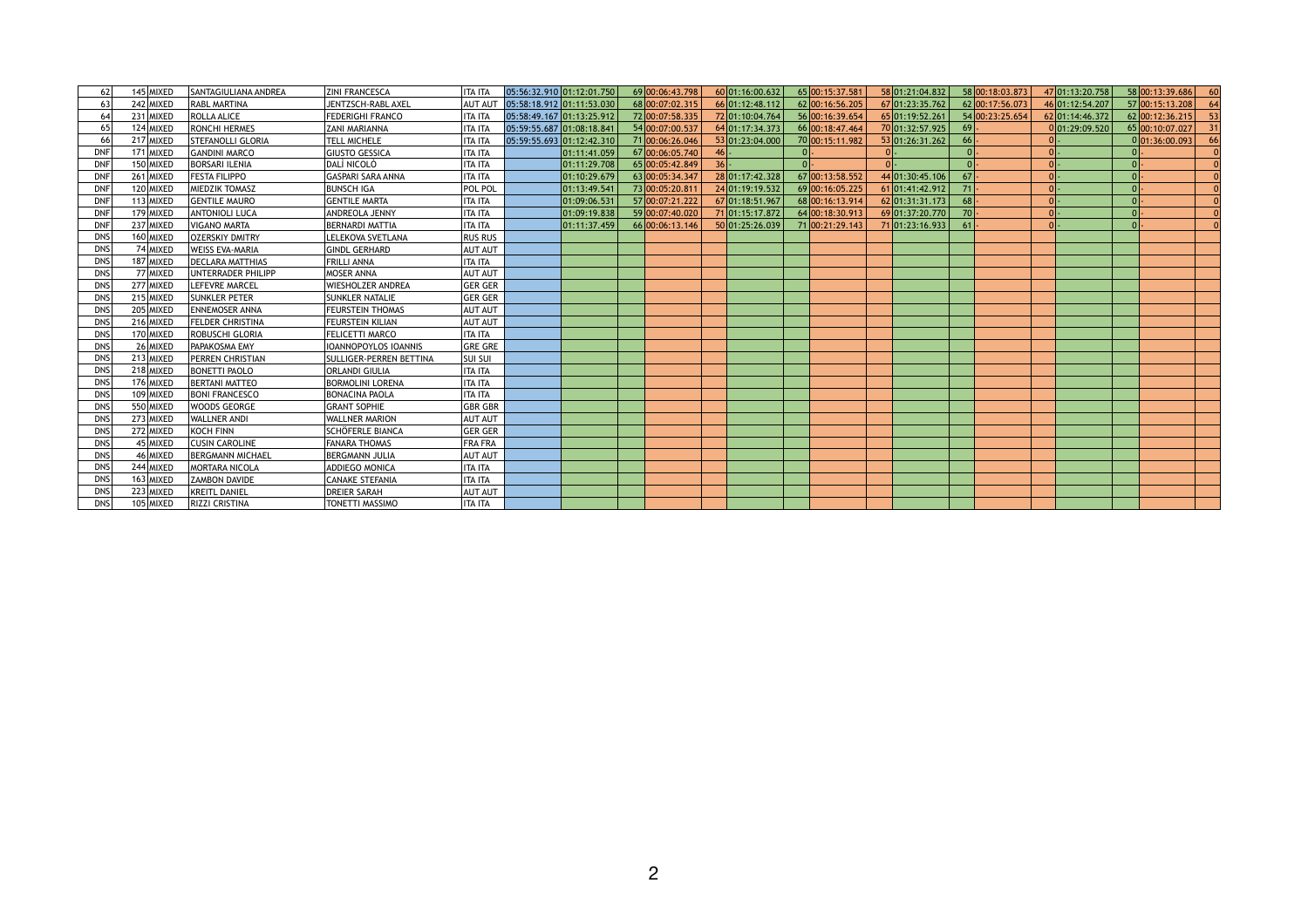| | | | | | | | | | | | | | | | | | | | | | | |
|---|---|---|---|---|---|---|---|---|---|---|---|---|---|---|---|---|---|---|---|---|---|---|
| 62 | 145 | MIXED | SANTAGIULIANA ANDREA | ZINI FRANCESCA | ITA ITA | 05:56:32.910 | 01:12:01.750 | 69 | 00:06:43.798 | 60 | 01:16:00.632 | 65 | 00:15:37.581 | 58 | 01:21:04.832 | 58 | 00:18:03.873 | 47 | 01:13:20.758 | 58 | 00:13:39.686 | 60 |
| 63 | 242 | MIXED | RABL MARTINA | JENTZSCH-RABL AXEL | AUT AUT | 05:58:18.912 | 01:11:53.030 | 68 | 00:07:02.315 | 66 | 01:12:48.112 | 62 | 00:16:56.205 | 67 | 01:23:35.762 | 62 | 00:17:56.073 | 46 | 01:12:54.207 | 57 | 00:15:13.208 | 64 |
| 64 | 231 | MIXED | ROLLA ALICE | FEDERIGHI FRANCO | ITA ITA | 05:58:49.167 | 01:13:25.912 | 72 | 00:07:58.335 | 72 | 01:10:04.764 | 56 | 00:16:39.654 | 65 | 01:19:52.261 | 54 | 00:23:25.654 | 62 | 01:14:46.372 | 62 | 00:12:36.215 | 53 |
| 65 | 124 | MIXED | RONCHI HERMES | ZANI MARIANNA | ITA ITA | 05:59:55.687 | 01:08:18.841 | 54 | 00:07:00.537 | 64 | 01:17:34.373 | 66 | 00:18:47.464 | 70 | 01:32:57.925 | 69 | - | 0 | 01:29:09.520 | 65 | 00:10:07.027 | 31 |
| 66 | 217 | MIXED | STEFANOLLI GLORIA | TELL MICHELE | ITA ITA | 05:59:55.693 | 01:12:42.310 | 71 | 00:06:26.046 | 53 | 01:23:04.000 | 70 | 00:15:11.982 | 53 | 01:26:31.262 | 66 | - | 0 | - | 0 | 01:36:00.093 | 66 |
| DNF | 171 | MIXED | GANDINI MARCO | GIUSTO GESSICA | ITA ITA | | 01:11:41.059 | 67 | 00:06:05.740 | 46 | - | 0 | - | 0 | - | 0 | - | 0 | - | 0 | - | 0 |
| DNF | 150 | MIXED | BORSARI ILENIA | DALÌ NICOLÒ | ITA ITA | | 01:11:29.708 | 65 | 00:05:42.849 | 36 | - | 0 | - | 0 | - | 0 | - | 0 | - | 0 | - | 0 |
| DNF | 261 | MIXED | FESTA FILIPPO | GASPARI SARA ANNA | ITA ITA | | 01:10:29.679 | 63 | 00:05:34.347 | 28 | 01:17:42.328 | 67 | 00:13:58.552 | 44 | 01:30:45.106 | 67 | - | 0 | - | 0 | - | 0 |
| DNF | 120 | MIXED | MIEDZIK TOMASZ | BUNSCH IGA | POL POL | | 01:13:49.541 | 73 | 00:05:20.811 | 24 | 01:19:19.532 | 69 | 00:16:05.225 | 61 | 01:41:42.912 | 71 | - | 0 | - | 0 | - | 0 |
| DNF | 113 | MIXED | GENTILE MAURO | GENTILE MARTA | ITA ITA | | 01:09:06.531 | 57 | 00:07:21.222 | 67 | 01:18:51.967 | 68 | 00:16:13.914 | 62 | 01:31:31.173 | 68 | - | 0 | - | 0 | - | 0 |
| DNF | 179 | MIXED | ANTONIOLI LUCA | ANDREOLA JENNY | ITA ITA | | 01:09:19.838 | 59 | 00:07:40.020 | 71 | 01:15:17.872 | 64 | 00:18:30.913 | 69 | 01:37:20.770 | 70 | - | 0 | - | 0 | - | 0 |
| DNF | 237 | MIXED | VIGANO MARTA | BERNARDI MATTIA | ITA ITA | | 01:11:37.459 | 66 | 00:06:13.146 | 50 | 01:25:26.039 | 71 | 00:21:29.143 | 71 | 01:23:16.933 | 61 | - | 0 | - | 0 | - | 0 |
| DNS | 160 | MIXED | OZERSKIY DMITRY | LELEKOVA SVETLANA | RUS RUS | | | | | | | | | | | | | | | | | |
| DNS | 74 | MIXED | WEISS EVA-MARIA | GINDL GERHARD | AUT AUT | | | | | | | | | | | | | | | | | |
| DNS | 187 | MIXED | DECLARA MATTHIAS | FRILLI ANNA | ITA ITA | | | | | | | | | | | | | | | | | |
| DNS | 77 | MIXED | UNTERRADER PHILIPP | MOSER ANNA | AUT AUT | | | | | | | | | | | | | | | | | |
| DNS | 277 | MIXED | LEFEVRE MARCEL | WIESHOLZER ANDREA | GER GER | | | | | | | | | | | | | | | | | |
| DNS | 215 | MIXED | SUNKLER PETER | SUNKLER NATALIE | GER GER | | | | | | | | | | | | | | | | | |
| DNS | 205 | MIXED | ENNEMOSER ANNA | FEURSTEIN THOMAS | AUT AUT | | | | | | | | | | | | | | | | | |
| DNS | 216 | MIXED | FELDER CHRISTINA | FEURSTEIN KILIAN | AUT AUT | | | | | | | | | | | | | | | | | |
| DNS | 170 | MIXED | ROBUSCHI GLORIA | FELICETTI MARCO | ITA ITA | | | | | | | | | | | | | | | | | |
| DNS | 26 | MIXED | PAPAKOSMA EMY | IOANNOPOYLOS IOANNIS | GRE GRE | | | | | | | | | | | | | | | | | |
| DNS | 213 | MIXED | PERREN CHRISTIAN | SULLIGER-PERREN BETTINA | SUI SUI | | | | | | | | | | | | | | | | | |
| DNS | 218 | MIXED | BONETTI PAOLO | ORLANDI GIULIA | ITA ITA | | | | | | | | | | | | | | | | | |
| DNS | 176 | MIXED | BERTANI MATTEO | BORMOLINI LORENA | ITA ITA | | | | | | | | | | | | | | | | | |
| DNS | 109 | MIXED | BONI FRANCESCO | BONACINA PAOLA | ITA ITA | | | | | | | | | | | | | | | | | |
| DNS | 550 | MIXED | WOODS GEORGE | GRANT SOPHIE | GBR GBR | | | | | | | | | | | | | | | | | |
| DNS | 273 | MIXED | WALLNER ANDI | WALLNER MARION | AUT AUT | | | | | | | | | | | | | | | | | |
| DNS | 272 | MIXED | KOCH FINN | SCHÖFERLE BIANCA | GER GER | | | | | | | | | | | | | | | | | |
| DNS | 45 | MIXED | CUSIN CAROLINE | FANARA THOMAS | FRA FRA | | | | | | | | | | | | | | | | | |
| DNS | 46 | MIXED | BERGMANN MICHAEL | BERGMANN JULIA | AUT AUT | | | | | | | | | | | | | | | | | |
| DNS | 244 | MIXED | MORTARA NICOLA | ADDIEGO MONICA | ITA ITA | | | | | | | | | | | | | | | | | |
| DNS | 163 | MIXED | ZAMBON DAVIDE | CANAKE STEFANIA | ITA ITA | | | | | | | | | | | | | | | | | |
| DNS | 223 | MIXED | KREITL DANIEL | DREIER SARAH | AUT AUT | | | | | | | | | | | | | | | | | |
| DNS | 105 | MIXED | RIZZI CRISTINA | TONETTI MASSIMO | ITA ITA | | | | | | | | | | | | | | | | | |